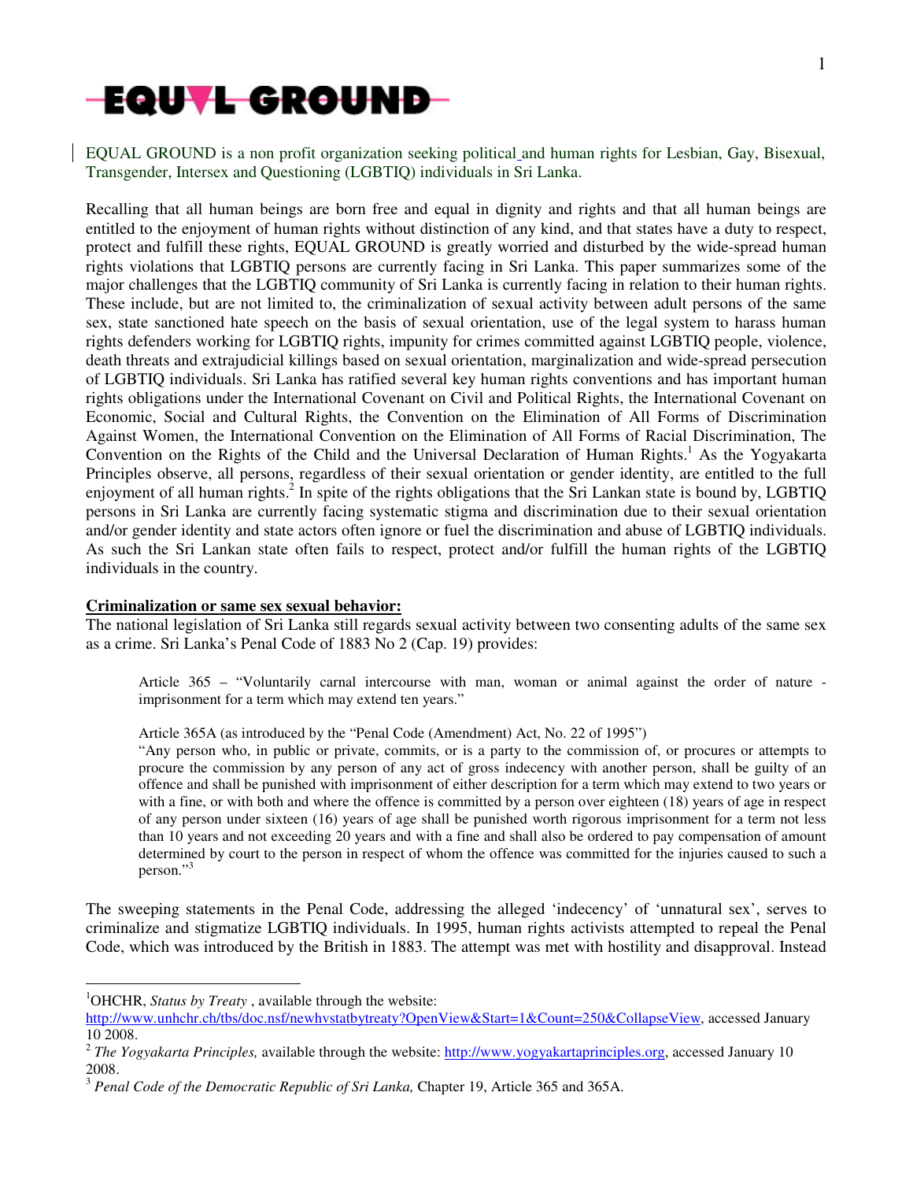# EQUAL GROUND

EQUAL GROUND is a non profit organization seeking political and human rights for Lesbian, Gay, Bisexual, Transgender, Intersex and Questioning (LGBTIQ) individuals in Sri Lanka.

Recalling that all human beings are born free and equal in dignity and rights and that all human beings are entitled to the enjoyment of human rights without distinction of any kind, and that states have a duty to respect, protect and fulfill these rights, EQUAL GROUND is greatly worried and disturbed by the wide-spread human rights violations that LGBTIQ persons are currently facing in Sri Lanka. This paper summarizes some of the major challenges that the LGBTIQ community of Sri Lanka is currently facing in relation to their human rights. These include, but are not limited to, the criminalization of sexual activity between adult persons of the same sex, state sanctioned hate speech on the basis of sexual orientation, use of the legal system to harass human rights defenders working for LGBTIQ rights, impunity for crimes committed against LGBTIQ people, violence, death threats and extrajudicial killings based on sexual orientation, marginalization and wide-spread persecution of LGBTIQ individuals. Sri Lanka has ratified several key human rights conventions and has important human rights obligations under the International Covenant on Civil and Political Rights, the International Covenant on Economic, Social and Cultural Rights, the Convention on the Elimination of All Forms of Discrimination Against Women, the International Convention on the Elimination of All Forms of Racial Discrimination, The Convention on the Rights of the Child and the Universal Declaration of Human Rights.[1] As the Yogyakarta Principles observe, all persons, regardless of their sexual orientation or gender identity, are entitled to the full enjoyment of all human rights.[2] In spite of the rights obligations that the Sri Lankan state is bound by, LGBTIQ persons in Sri Lanka are currently facing systematic stigma and discrimination due to their sexual orientation and/or gender identity and state actors often ignore or fuel the discrimination and abuse of LGBTIQ individuals. As such the Sri Lankan state often fails to respect, protect and/or fulfill the human rights of the LGBTIQ individuals in the country.

**Criminalization or same sex sexual behavior:**

The national legislation of Sri Lanka still regards sexual activity between two consenting adults of the same sex as a crime. Sri Lanka's Penal Code of 1883 No 2 (Cap. 19) provides:

> Article 365 – "Voluntarily carnal intercourse with man, woman or animal against the order of nature - imprisonment for a term which may extend ten years."
>
> Article 365A (as introduced by the "Penal Code (Amendment) Act, No. 22 of 1995")
> "Any person who, in public or private, commits, or is a party to the commission of, or procures or attempts to procure the commission by any person of any act of gross indecency with another person, shall be guilty of an offence and shall be punished with imprisonment of either description for a term which may extend to two years or with a fine, or with both and where the offence is committed by a person over eighteen (18) years of age in respect of any person under sixteen (16) years of age shall be punished worth rigorous imprisonment for a term not less than 10 years and not exceeding 20 years and with a fine and shall also be ordered to pay compensation of amount determined by court to the person in respect of whom the offence was committed for the injuries caused to such a person."[3]

The sweeping statements in the Penal Code, addressing the alleged 'indecency' of 'unnatural sex', serves to criminalize and stigmatize LGBTIQ individuals. In 1995, human rights activists attempted to repeal the Penal Code, which was introduced by the British in 1883. The attempt was met with hostility and disapproval. Instead

---

[1] OHCHR, *Status by Treaty* , available through the website: http://www.unhchr.ch/tbs/doc.nsf/newhvstatbytreaty?OpenView&Start=1&Count=250&CollapseView, accessed January 10 2008.

[2] *The Yogyakarta Principles,* available through the website: http://www.yogyakartaprinciples.org, accessed January 10 2008.

[3] *Penal Code of the Democratic Republic of Sri Lanka,* Chapter 19, Article 365 and 365A.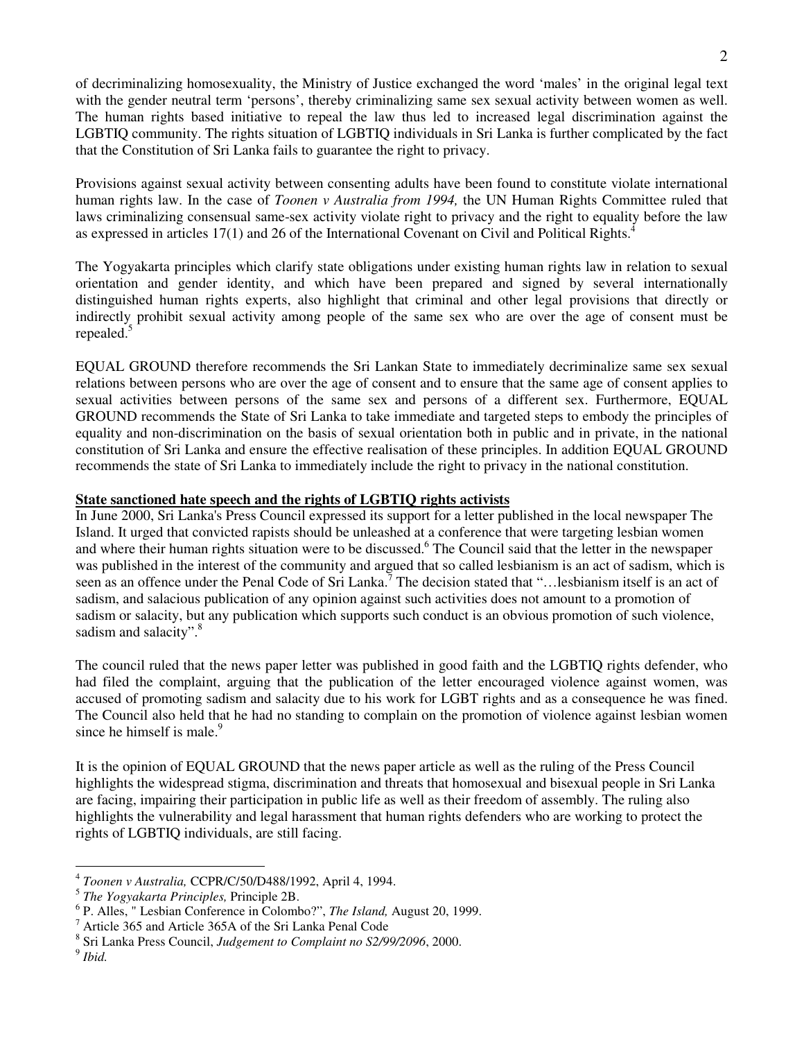of decriminalizing homosexuality, the Ministry of Justice exchanged the word 'males' in the original legal text with the gender neutral term 'persons', thereby criminalizing same sex sexual activity between women as well. The human rights based initiative to repeal the law thus led to increased legal discrimination against the LGBTIQ community. The rights situation of LGBTIQ individuals in Sri Lanka is further complicated by the fact that the Constitution of Sri Lanka fails to guarantee the right to privacy.

Provisions against sexual activity between consenting adults have been found to constitute violate international human rights law. In the case of *Toonen v Australia from 1994,* the UN Human Rights Committee ruled that laws criminalizing consensual same-sex activity violate right to privacy and the right to equality before the law as expressed in articles 17(1) and 26 of the International Covenant on Civil and Political Rights.[4]

The Yogyakarta principles which clarify state obligations under existing human rights law in relation to sexual orientation and gender identity, and which have been prepared and signed by several internationally distinguished human rights experts, also highlight that criminal and other legal provisions that directly or indirectly prohibit sexual activity among people of the same sex who are over the age of consent must be repealed.[5]

EQUAL GROUND therefore recommends the Sri Lankan State to immediately decriminalize same sex sexual relations between persons who are over the age of consent and to ensure that the same age of consent applies to sexual activities between persons of the same sex and persons of a different sex. Furthermore, EQUAL GROUND recommends the State of Sri Lanka to take immediate and targeted steps to embody the principles of equality and non-discrimination on the basis of sexual orientation both in public and in private, in the national constitution of Sri Lanka and ensure the effective realisation of these principles. In addition EQUAL GROUND recommends the state of Sri Lanka to immediately include the right to privacy in the national constitution.

**State sanctioned hate speech and the rights of LGBTIQ rights activists**

In June 2000, Sri Lanka's Press Council expressed its support for a letter published in the local newspaper The Island. It urged that convicted rapists should be unleashed at a conference that were targeting lesbian women and where their human rights situation were to be discussed.[6] The Council said that the letter in the newspaper was published in the interest of the community and argued that so called lesbianism is an act of sadism, which is seen as an offence under the Penal Code of Sri Lanka.[7] The decision stated that "…lesbianism itself is an act of sadism, and salacious publication of any opinion against such activities does not amount to a promotion of sadism or salacity, but any publication which supports such conduct is an obvious promotion of such violence, sadism and salacity".[8]

The council ruled that the news paper letter was published in good faith and the LGBTIQ rights defender, who had filed the complaint, arguing that the publication of the letter encouraged violence against women, was accused of promoting sadism and salacity due to his work for LGBT rights and as a consequence he was fined. The Council also held that he had no standing to complain on the promotion of violence against lesbian women since he himself is male.[9]

It is the opinion of EQUAL GROUND that the news paper article as well as the ruling of the Press Council highlights the widespread stigma, discrimination and threats that homosexual and bisexual people in Sri Lanka are facing, impairing their participation in public life as well as their freedom of assembly. The ruling also highlights the vulnerability and legal harassment that human rights defenders who are working to protect the rights of LGBTIQ individuals, are still facing.

---

[4] *Toonen v Australia,* CCPR/C/50/D488/1992, April 4, 1994.

[5] *The Yogyakarta Principles,* Principle 2B.

[6] P. Alles, " Lesbian Conference in Colombo?", *The Island,* August 20, 1999.

[7] Article 365 and Article 365A of the Sri Lanka Penal Code

[8] Sri Lanka Press Council, *Judgement to Complaint no S2/99/2096*, 2000.

[9] *Ibid.*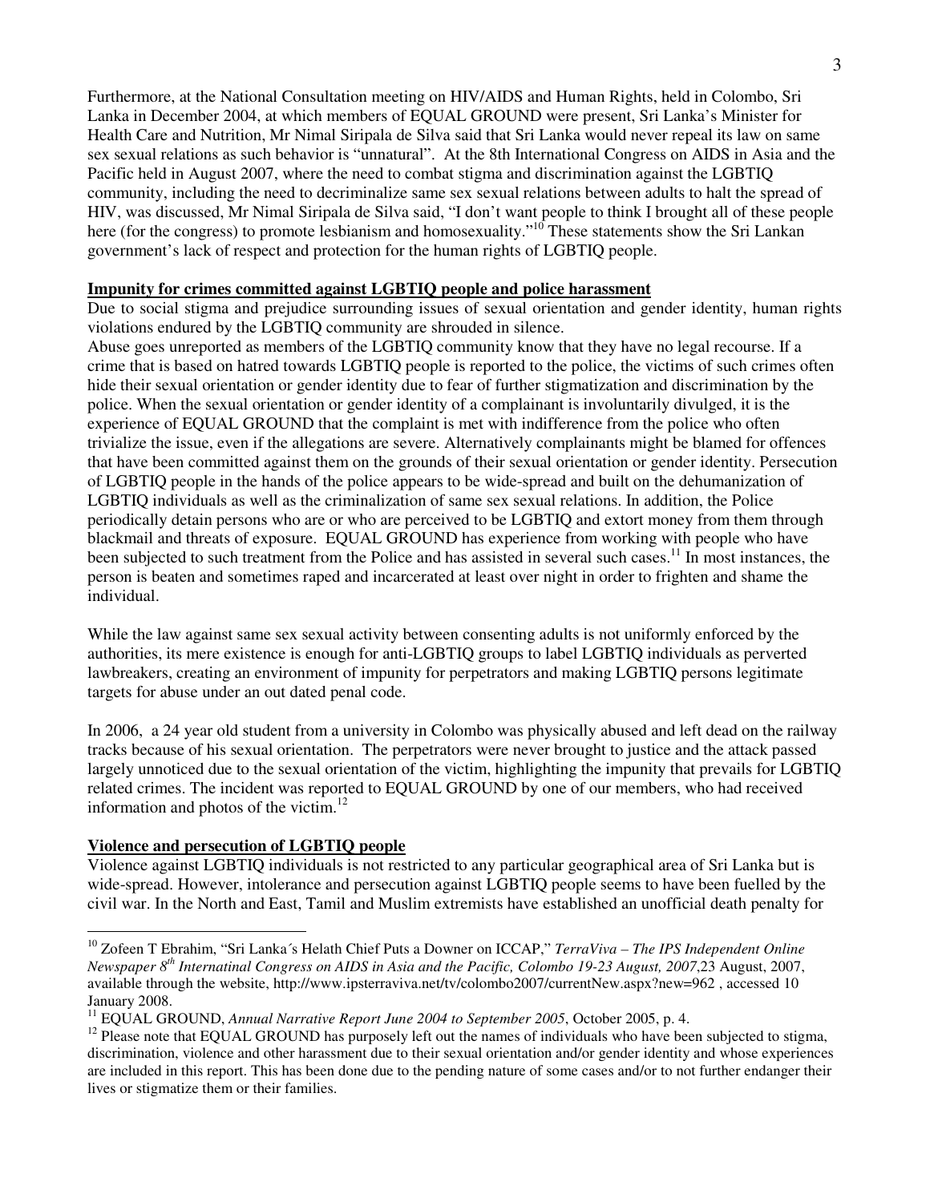Furthermore, at the National Consultation meeting on HIV/AIDS and Human Rights, held in Colombo, Sri Lanka in December 2004, at which members of EQUAL GROUND were present, Sri Lanka's Minister for Health Care and Nutrition, Mr Nimal Siripala de Silva said that Sri Lanka would never repeal its law on same sex sexual relations as such behavior is "unnatural". At the 8th International Congress on AIDS in Asia and the Pacific held in August 2007, where the need to combat stigma and discrimination against the LGBTIQ community, including the need to decriminalize same sex sexual relations between adults to halt the spread of HIV, was discussed, Mr Nimal Siripala de Silva said, "I don't want people to think I brought all of these people here (for the congress) to promote lesbianism and homosexuality."[10] These statements show the Sri Lankan government's lack of respect and protection for the human rights of LGBTIQ people.

**Impunity for crimes committed against LGBTIQ people and police harassment**

Due to social stigma and prejudice surrounding issues of sexual orientation and gender identity, human rights violations endured by the LGBTIQ community are shrouded in silence.

Abuse goes unreported as members of the LGBTIQ community know that they have no legal recourse. If a crime that is based on hatred towards LGBTIQ people is reported to the police, the victims of such crimes often hide their sexual orientation or gender identity due to fear of further stigmatization and discrimination by the police. When the sexual orientation or gender identity of a complainant is involuntarily divulged, it is the experience of EQUAL GROUND that the complaint is met with indifference from the police who often trivialize the issue, even if the allegations are severe. Alternatively complainants might be blamed for offences that have been committed against them on the grounds of their sexual orientation or gender identity. Persecution of LGBTIQ people in the hands of the police appears to be wide-spread and built on the dehumanization of LGBTIQ individuals as well as the criminalization of same sex sexual relations. In addition, the Police periodically detain persons who are or who are perceived to be LGBTIQ and extort money from them through blackmail and threats of exposure. EQUAL GROUND has experience from working with people who have been subjected to such treatment from the Police and has assisted in several such cases.[11] In most instances, the person is beaten and sometimes raped and incarcerated at least over night in order to frighten and shame the individual.

While the law against same sex sexual activity between consenting adults is not uniformly enforced by the authorities, its mere existence is enough for anti-LGBTIQ groups to label LGBTIQ individuals as perverted lawbreakers, creating an environment of impunity for perpetrators and making LGBTIQ persons legitimate targets for abuse under an out dated penal code.

In 2006, a 24 year old student from a university in Colombo was physically abused and left dead on the railway tracks because of his sexual orientation. The perpetrators were never brought to justice and the attack passed largely unnoticed due to the sexual orientation of the victim, highlighting the impunity that prevails for LGBTIQ related crimes. The incident was reported to EQUAL GROUND by one of our members, who had received information and photos of the victim.[12]

**Violence and persecution of LGBTIQ people**

Violence against LGBTIQ individuals is not restricted to any particular geographical area of Sri Lanka but is wide-spread. However, intolerance and persecution against LGBTIQ people seems to have been fuelled by the civil war. In the North and East, Tamil and Muslim extremists have established an unofficial death penalty for

---

[10] Zofeen T Ebrahim, "Sri Lanka´s Helath Chief Puts a Downer on ICCAP," *TerraViva – The IPS Independent Online Newspaper 8th Internatinal Congress on AIDS in Asia and the Pacific, Colombo 19-23 August, 2007*,23 August, 2007, available through the website, http://www.ipsterraviva.net/tv/colombo2007/currentNew.aspx?new=962 , accessed 10 January 2008.

[11] EQUAL GROUND, *Annual Narrative Report June 2004 to September 2005*, October 2005, p. 4.

[12] Please note that EQUAL GROUND has purposely left out the names of individuals who have been subjected to stigma, discrimination, violence and other harassment due to their sexual orientation and/or gender identity and whose experiences are included in this report. This has been done due to the pending nature of some cases and/or to not further endanger their lives or stigmatize them or their families.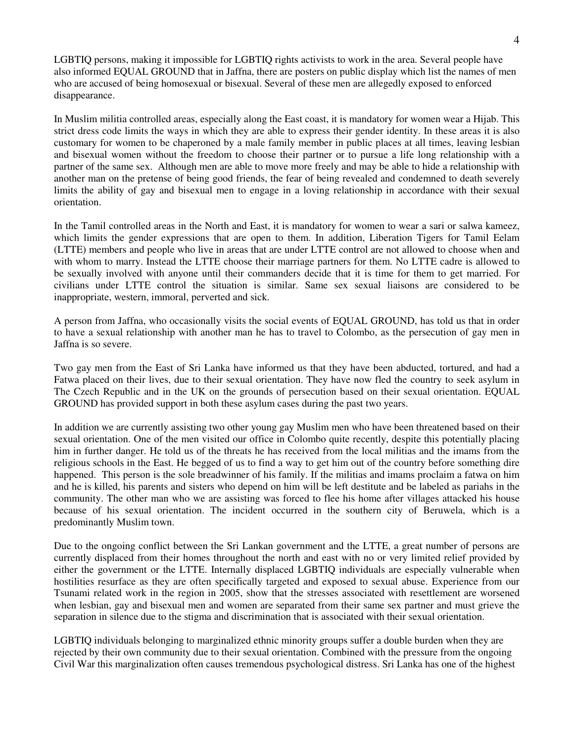LGBTIQ persons, making it impossible for LGBTIQ rights activists to work in the area. Several people have also informed EQUAL GROUND that in Jaffna, there are posters on public display which list the names of men who are accused of being homosexual or bisexual. Several of these men are allegedly exposed to enforced disappearance.

In Muslim militia controlled areas, especially along the East coast, it is mandatory for women wear a Hijab. This strict dress code limits the ways in which they are able to express their gender identity. In these areas it is also customary for women to be chaperoned by a male family member in public places at all times, leaving lesbian and bisexual women without the freedom to choose their partner or to pursue a life long relationship with a partner of the same sex. Although men are able to move more freely and may be able to hide a relationship with another man on the pretense of being good friends, the fear of being revealed and condemned to death severely limits the ability of gay and bisexual men to engage in a loving relationship in accordance with their sexual orientation.

In the Tamil controlled areas in the North and East, it is mandatory for women to wear a sari or salwa kameez, which limits the gender expressions that are open to them. In addition, Liberation Tigers for Tamil Eelam (LTTE) members and people who live in areas that are under LTTE control are not allowed to choose when and with whom to marry. Instead the LTTE choose their marriage partners for them. No LTTE cadre is allowed to be sexually involved with anyone until their commanders decide that it is time for them to get married. For civilians under LTTE control the situation is similar. Same sex sexual liaisons are considered to be inappropriate, western, immoral, perverted and sick.

A person from Jaffna, who occasionally visits the social events of EQUAL GROUND, has told us that in order to have a sexual relationship with another man he has to travel to Colombo, as the persecution of gay men in Jaffna is so severe.

Two gay men from the East of Sri Lanka have informed us that they have been abducted, tortured, and had a Fatwa placed on their lives, due to their sexual orientation. They have now fled the country to seek asylum in The Czech Republic and in the UK on the grounds of persecution based on their sexual orientation. EQUAL GROUND has provided support in both these asylum cases during the past two years.

In addition we are currently assisting two other young gay Muslim men who have been threatened based on their sexual orientation. One of the men visited our office in Colombo quite recently, despite this potentially placing him in further danger. He told us of the threats he has received from the local militias and the imams from the religious schools in the East. He begged of us to find a way to get him out of the country before something dire happened. This person is the sole breadwinner of his family. If the militias and imams proclaim a fatwa on him and he is killed, his parents and sisters who depend on him will be left destitute and be labeled as pariahs in the community. The other man who we are assisting was forced to flee his home after villages attacked his house because of his sexual orientation. The incident occurred in the southern city of Beruwela, which is a predominantly Muslim town.

Due to the ongoing conflict between the Sri Lankan government and the LTTE, a great number of persons are currently displaced from their homes throughout the north and east with no or very limited relief provided by either the government or the LTTE. Internally displaced LGBTIQ individuals are especially vulnerable when hostilities resurface as they are often specifically targeted and exposed to sexual abuse. Experience from our Tsunami related work in the region in 2005, show that the stresses associated with resettlement are worsened when lesbian, gay and bisexual men and women are separated from their same sex partner and must grieve the separation in silence due to the stigma and discrimination that is associated with their sexual orientation.

LGBTIQ individuals belonging to marginalized ethnic minority groups suffer a double burden when they are rejected by their own community due to their sexual orientation. Combined with the pressure from the ongoing Civil War this marginalization often causes tremendous psychological distress. Sri Lanka has one of the highest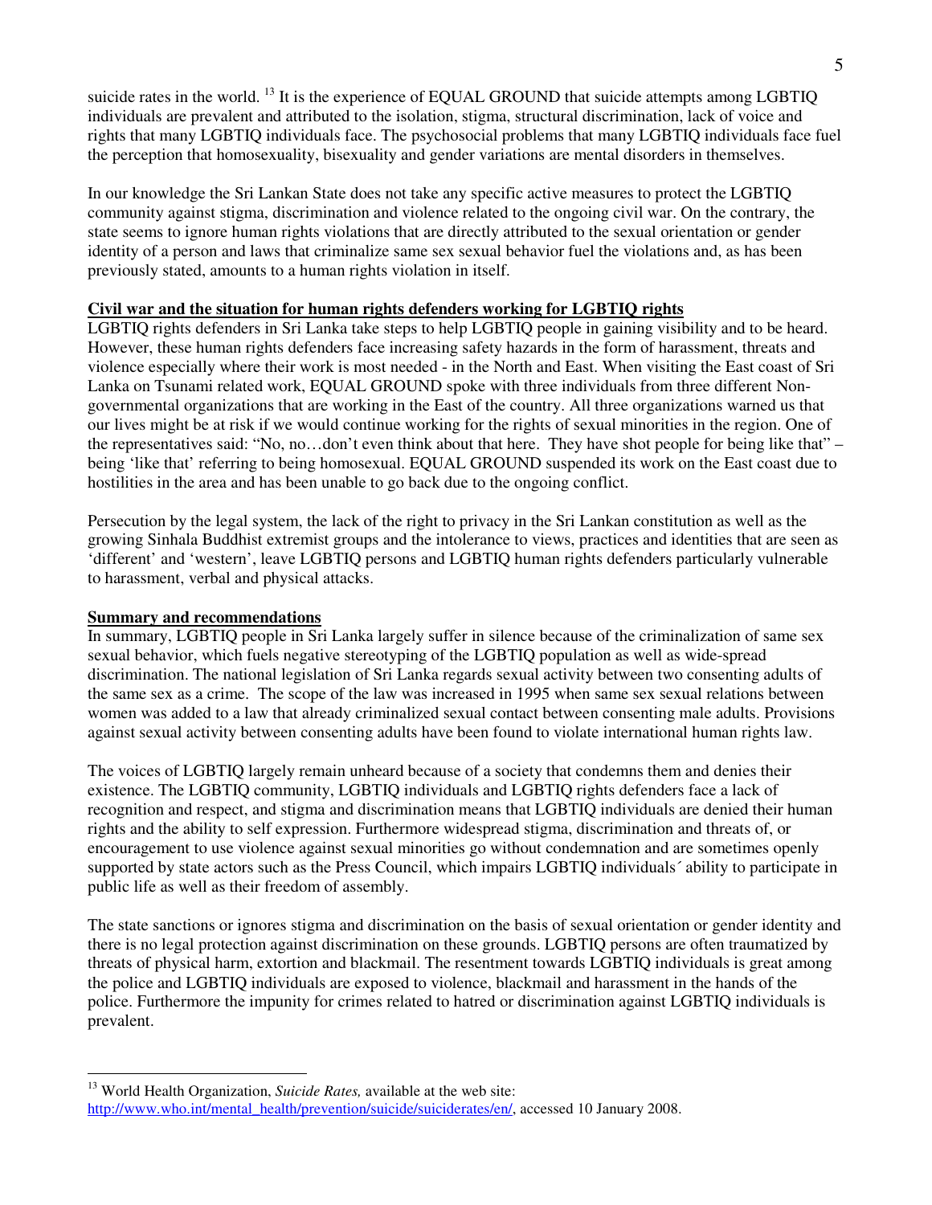suicide rates in the world. [13] It is the experience of EQUAL GROUND that suicide attempts among LGBTIQ individuals are prevalent and attributed to the isolation, stigma, structural discrimination, lack of voice and rights that many LGBTIQ individuals face. The psychosocial problems that many LGBTIQ individuals face fuel the perception that homosexuality, bisexuality and gender variations are mental disorders in themselves.

In our knowledge the Sri Lankan State does not take any specific active measures to protect the LGBTIQ community against stigma, discrimination and violence related to the ongoing civil war. On the contrary, the state seems to ignore human rights violations that are directly attributed to the sexual orientation or gender identity of a person and laws that criminalize same sex sexual behavior fuel the violations and, as has been previously stated, amounts to a human rights violation in itself.

## Civil war and the situation for human rights defenders working for LGBTIQ rights

LGBTIQ rights defenders in Sri Lanka take steps to help LGBTIQ people in gaining visibility and to be heard. However, these human rights defenders face increasing safety hazards in the form of harassment, threats and violence especially where their work is most needed - in the North and East. When visiting the East coast of Sri Lanka on Tsunami related work, EQUAL GROUND spoke with three individuals from three different Non-governmental organizations that are working in the East of the country. All three organizations warned us that our lives might be at risk if we would continue working for the rights of sexual minorities in the region. One of the representatives said: "No, no…don't even think about that here. They have shot people for being like that" – being 'like that' referring to being homosexual. EQUAL GROUND suspended its work on the East coast due to hostilities in the area and has been unable to go back due to the ongoing conflict.

Persecution by the legal system, the lack of the right to privacy in the Sri Lankan constitution as well as the growing Sinhala Buddhist extremist groups and the intolerance to views, practices and identities that are seen as 'different' and 'western', leave LGBTIQ persons and LGBTIQ human rights defenders particularly vulnerable to harassment, verbal and physical attacks.

## Summary and recommendations

In summary, LGBTIQ people in Sri Lanka largely suffer in silence because of the criminalization of same sex sexual behavior, which fuels negative stereotyping of the LGBTIQ population as well as wide-spread discrimination. The national legislation of Sri Lanka regards sexual activity between two consenting adults of the same sex as a crime. The scope of the law was increased in 1995 when same sex sexual relations between women was added to a law that already criminalized sexual contact between consenting male adults. Provisions against sexual activity between consenting adults have been found to violate international human rights law.

The voices of LGBTIQ largely remain unheard because of a society that condemns them and denies their existence. The LGBTIQ community, LGBTIQ individuals and LGBTIQ rights defenders face a lack of recognition and respect, and stigma and discrimination means that LGBTIQ individuals are denied their human rights and the ability to self expression. Furthermore widespread stigma, discrimination and threats of, or encouragement to use violence against sexual minorities go without condemnation and are sometimes openly supported by state actors such as the Press Council, which impairs LGBTIQ individuals´ ability to participate in public life as well as their freedom of assembly.

The state sanctions or ignores stigma and discrimination on the basis of sexual orientation or gender identity and there is no legal protection against discrimination on these grounds. LGBTIQ persons are often traumatized by threats of physical harm, extortion and blackmail. The resentment towards LGBTIQ individuals is great among the police and LGBTIQ individuals are exposed to violence, blackmail and harassment in the hands of the police. Furthermore the impunity for crimes related to hatred or discrimination against LGBTIQ individuals is prevalent.

---

[13] World Health Organization, *Suicide Rates,* available at the web site: http://www.who.int/mental_health/prevention/suicide/suiciderates/en/, accessed 10 January 2008.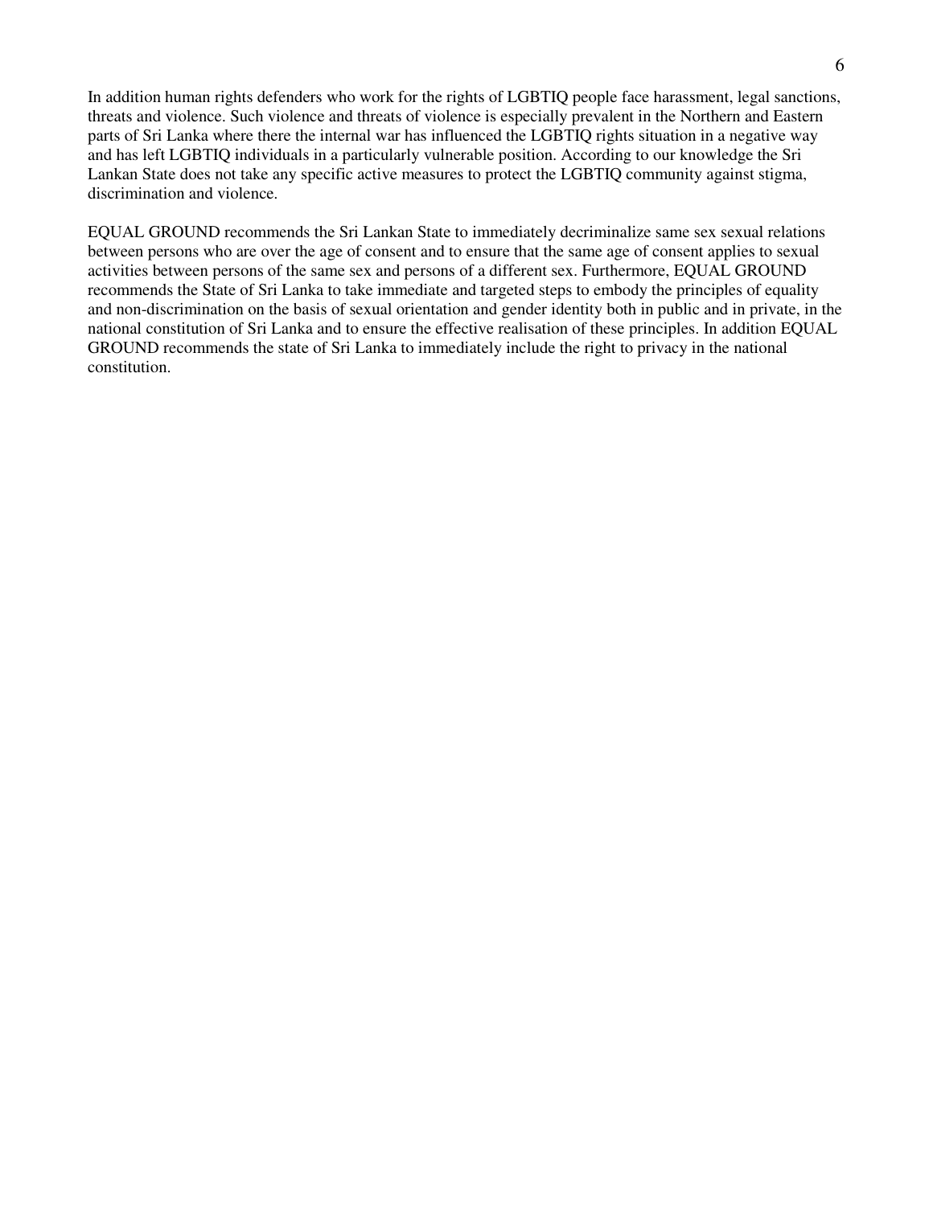In addition human rights defenders who work for the rights of LGBTIQ people face harassment, legal sanctions, threats and violence. Such violence and threats of violence is especially prevalent in the Northern and Eastern parts of Sri Lanka where there the internal war has influenced the LGBTIQ rights situation in a negative way and has left LGBTIQ individuals in a particularly vulnerable position. According to our knowledge the Sri Lankan State does not take any specific active measures to protect the LGBTIQ community against stigma, discrimination and violence.

EQUAL GROUND recommends the Sri Lankan State to immediately decriminalize same sex sexual relations between persons who are over the age of consent and to ensure that the same age of consent applies to sexual activities between persons of the same sex and persons of a different sex. Furthermore, EQUAL GROUND recommends the State of Sri Lanka to take immediate and targeted steps to embody the principles of equality and non-discrimination on the basis of sexual orientation and gender identity both in public and in private, in the national constitution of Sri Lanka and to ensure the effective realisation of these principles. In addition EQUAL GROUND recommends the state of Sri Lanka to immediately include the right to privacy in the national constitution.